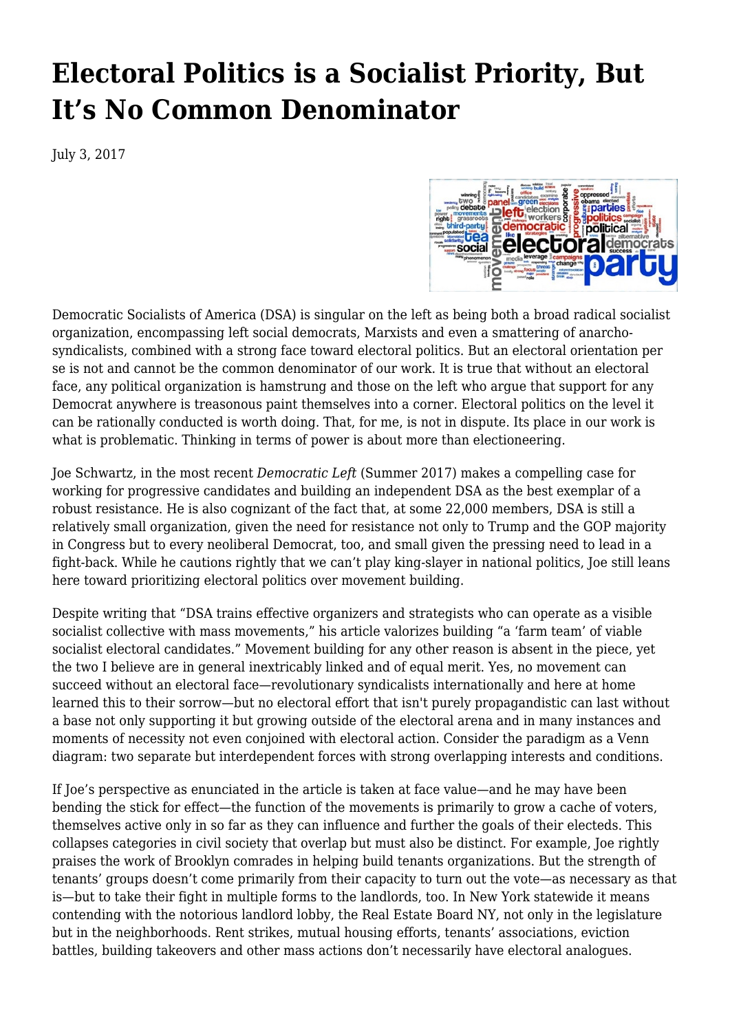# Electoral Politics is a Socialist Priority, But It's No Common Denominator

July 3, 2017

Democratic Socialists of America (DSA) is singular on the left as being both a broad radical socialist organization, encompassing left social democrats, Marxists and even a smattering of anarcho-syndicalists, combined with a strong face toward electoral politics. But an electoral orientation per se is not and cannot be the common denominator of our work. It is true that without an electoral face, any political organization is hamstrung and those on the left who argue that support for any Democrat anywhere is treasonous paint themselves into a corner. Electoral politics on the level it can be rationally conducted is worth doing. That, for me, is not in dispute. Its place in our work is what is problematic. Thinking in terms of power is about more than electioneering.

Joe Schwartz, in the most recent *Democratic Left* (Summer 2017) makes a compelling case for working for progressive candidates and building an independent DSA as the best exemplar of a robust resistance. He is also cognizant of the fact that, at some 22,000 members, DSA is still a relatively small organization, given the need for resistance not only to Trump and the GOP majority in Congress but to every neoliberal Democrat, too, and small given the pressing need to lead in a fight-back. While he cautions rightly that we can't play king-slayer in national politics, Joe still leans here toward prioritizing electoral politics over movement building.

Despite writing that "DSA trains effective organizers and strategists who can operate as a visible socialist collective with mass movements," his article valorizes building "a 'farm team' of viable socialist electoral candidates." Movement building for any other reason is absent in the piece, yet the two I believe are in general inextricably linked and of equal merit. Yes, no movement can succeed without an electoral face—revolutionary syndicalists internationally and here at home learned this to their sorrow—but no electoral effort that isn't purely propagandistic can last without a base not only supporting it but growing outside of the electoral arena and in many instances and moments of necessity not even conjoined with electoral action. Consider the paradigm as a Venn diagram: two separate but interdependent forces with strong overlapping interests and conditions.

If Joe's perspective as enunciated in the article is taken at face value—and he may have been bending the stick for effect—the function of the movements is primarily to grow a cache of voters, themselves active only in so far as they can influence and further the goals of their electeds. This collapses categories in civil society that overlap but must also be distinct. For example, Joe rightly praises the work of Brooklyn comrades in helping build tenants organizations. But the strength of tenants' groups doesn't come primarily from their capacity to turn out the vote—as necessary as that is—but to take their fight in multiple forms to the landlords, too. In New York statewide it means contending with the notorious landlord lobby, the Real Estate Board NY, not only in the legislature but in the neighborhoods. Rent strikes, mutual housing efforts, tenants' associations, eviction battles, building takeovers and other mass actions don't necessarily have electoral analogues.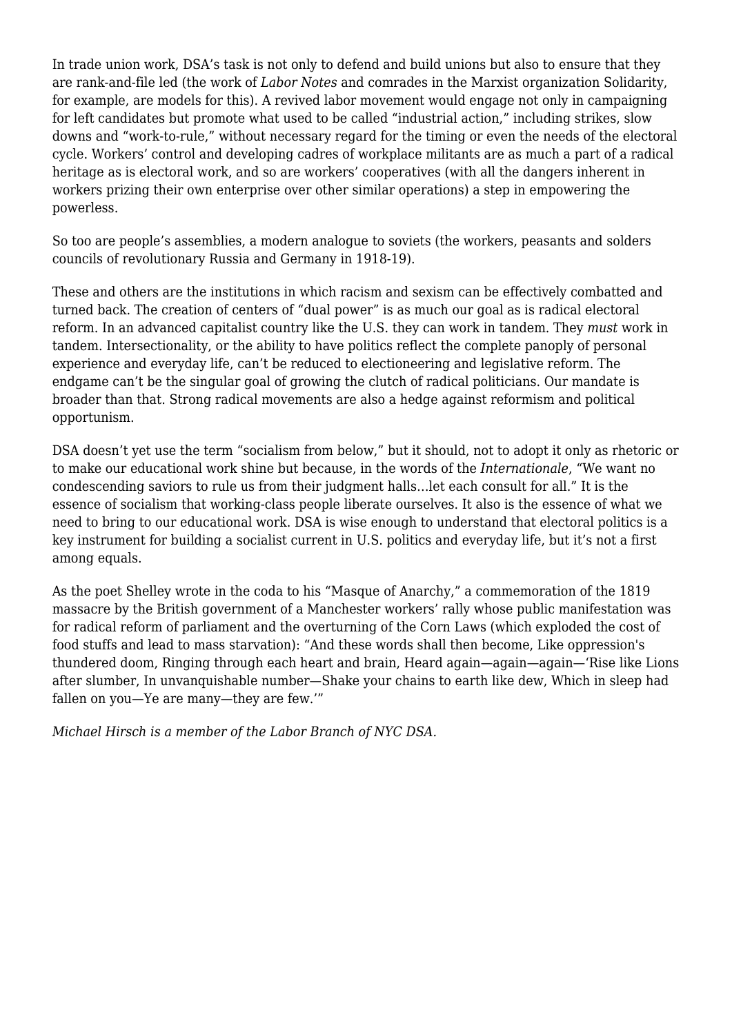In trade union work, DSA's task is not only to defend and build unions but also to ensure that they are rank-and-file led (the work of *Labor Notes* and comrades in the Marxist organization Solidarity, for example, are models for this). A revived labor movement would engage not only in campaigning for left candidates but promote what used to be called "industrial action," including strikes, slow downs and "work-to-rule," without necessary regard for the timing or even the needs of the electoral cycle. Workers' control and developing cadres of workplace militants are as much a part of a radical heritage as is electoral work, and so are workers' cooperatives (with all the dangers inherent in workers prizing their own enterprise over other similar operations) a step in empowering the powerless.

So too are people's assemblies, a modern analogue to soviets (the workers, peasants and solders councils of revolutionary Russia and Germany in 1918-19).

These and others are the institutions in which racism and sexism can be effectively combatted and turned back. The creation of centers of "dual power" is as much our goal as is radical electoral reform. In an advanced capitalist country like the U.S. they can work in tandem. They *must* work in tandem. Intersectionality, or the ability to have politics reflect the complete panoply of personal experience and everyday life, can't be reduced to electioneering and legislative reform. The endgame can't be the singular goal of growing the clutch of radical politicians. Our mandate is broader than that. Strong radical movements are also a hedge against reformism and political opportunism.

DSA doesn't yet use the term "socialism from below," but it should, not to adopt it only as rhetoric or to make our educational work shine but because, in the words of the *Internationale*, "We want no condescending saviors to rule us from their judgment halls…let each consult for all." It is the essence of socialism that working-class people liberate ourselves. It also is the essence of what we need to bring to our educational work. DSA is wise enough to understand that electoral politics is a key instrument for building a socialist current in U.S. politics and everyday life, but it's not a first among equals.

As the poet Shelley wrote in the coda to his "Masque of Anarchy," a commemoration of the 1819 massacre by the British government of a Manchester workers' rally whose public manifestation was for radical reform of parliament and the overturning of the Corn Laws (which exploded the cost of food stuffs and lead to mass starvation): "And these words shall then become, Like oppression's thundered doom, Ringing through each heart and brain, Heard again—again—again—'Rise like Lions after slumber, In unvanquishable number—Shake your chains to earth like dew, Which in sleep had fallen on you—Ye are many—they are few.'"

*Michael Hirsch is a member of the Labor Branch of NYC DSA.*